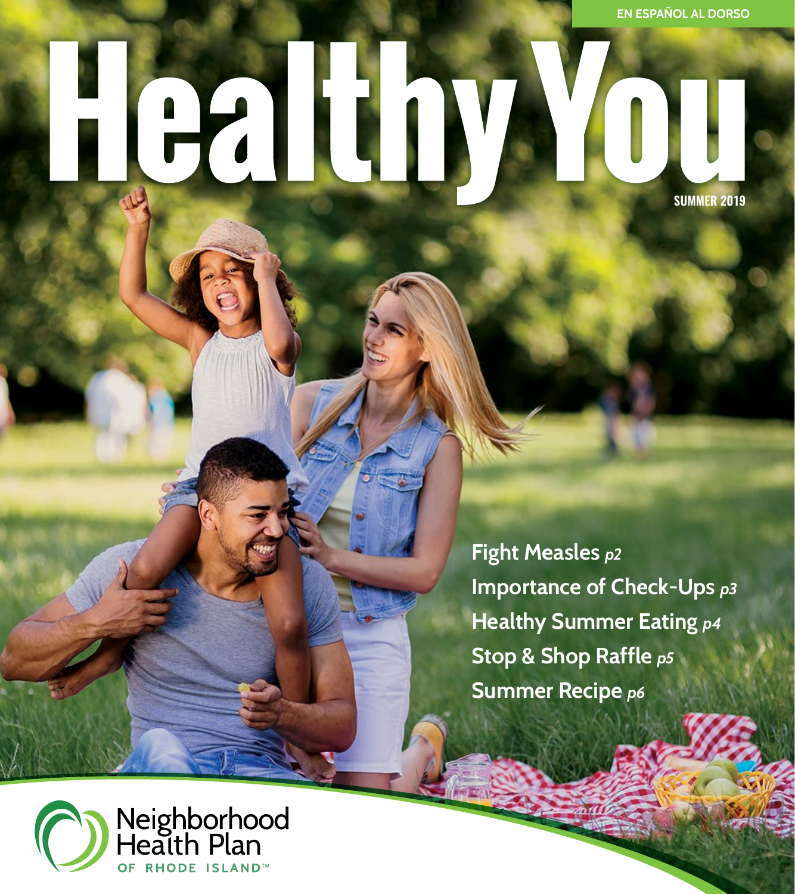EN ESPAÑOL AL DORSO

# Healthy You

SUMMER 2019

**Fight Measles** *p2*
**Importance of Check-Ups** *p3*
**Healthy Summer Eating** *p4*
**Stop & Shop Raffle** *p5*
**Summer Recipe** *p6*

Neighborhood Health Plan OF RHODE ISLAND™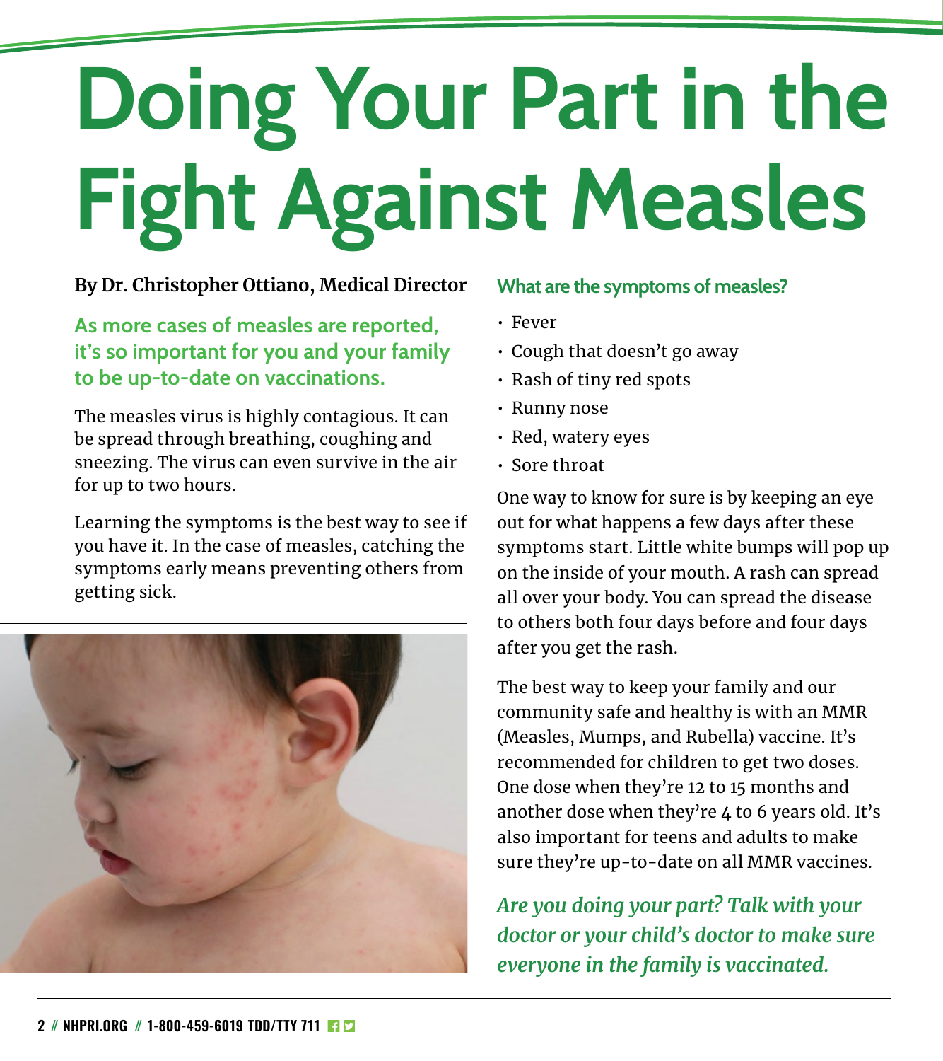# Doing Your Part in the Fight Against Measles

**By Dr. Christopher Ottiano, Medical Director**

**As more cases of measles are reported, it's so important for you and your family to be up-to-date on vaccinations.**

The measles virus is highly contagious. It can be spread through breathing, coughing and sneezing. The virus can even survive in the air for up to two hours.

Learning the symptoms is the best way to see if you have it. In the case of measles, catching the symptoms early means preventing others from getting sick.

### What are the symptoms of measles?

- Fever
- Cough that doesn't go away
- Rash of tiny red spots
- Runny nose
- Red, watery eyes
- Sore throat

One way to know for sure is by keeping an eye out for what happens a few days after these symptoms start. Little white bumps will pop up on the inside of your mouth. A rash can spread all over your body. You can spread the disease to others both four days before and four days after you get the rash.

The best way to keep your family and our community safe and healthy is with an MMR (Measles, Mumps, and Rubella) vaccine. It's recommended for children to get two doses. One dose when they're 12 to 15 months and another dose when they're 4 to 6 years old. It's also important for teens and adults to make sure they're up-to-date on all MMR vaccines.

***Are you doing your part? Talk with your doctor or your child's doctor to make sure everyone in the family is vaccinated.***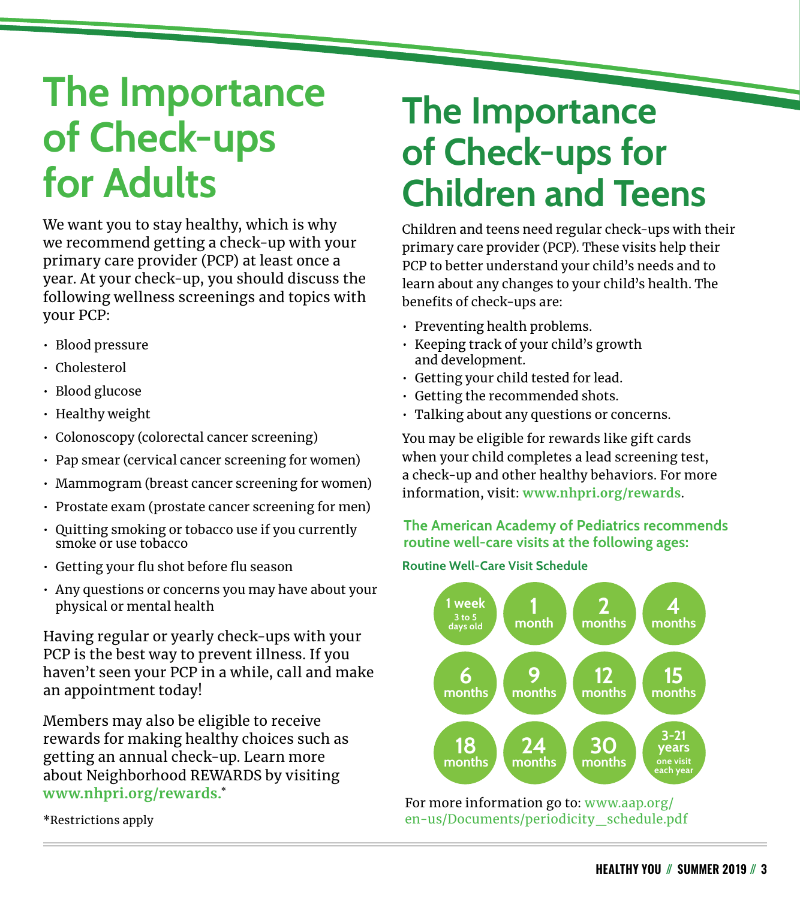# The Importance of Check-ups for Adults

We want you to stay healthy, which is why we recommend getting a check-up with your primary care provider (PCP) at least once a year. At your check-up, you should discuss the following wellness screenings and topics with your PCP:

- Blood pressure
- Cholesterol
- Blood glucose
- Healthy weight
- Colonoscopy (colorectal cancer screening)
- Pap smear (cervical cancer screening for women)
- Mammogram (breast cancer screening for women)
- Prostate exam (prostate cancer screening for men)
- Quitting smoking or tobacco use if you currently smoke or use tobacco
- Getting your flu shot before flu season
- Any questions or concerns you may have about your physical or mental health

Having regular or yearly check-ups with your PCP is the best way to prevent illness. If you haven't seen your PCP in a while, call and make an appointment today!

Members may also be eligible to receive rewards for making healthy choices such as getting an annual check-up. Learn more about Neighborhood REWARDS by visiting **www.nhpri.org/rewards.***

*Restrictions apply

# The Importance of Check-ups for Children and Teens

Children and teens need regular check-ups with their primary care provider (PCP). These visits help their PCP to better understand your child's needs and to learn about any changes to your child's health. The benefits of check-ups are:

- Preventing health problems.
- Keeping track of your child's growth and development.
- Getting your child tested for lead.
- Getting the recommended shots.
- Talking about any questions or concerns.

You may be eligible for rewards like gift cards when your child completes a lead screening test, a check-up and other healthy behaviors. For more information, visit: **www.nhpri.org/rewards**.

### The American Academy of Pediatrics recommends routine well-care visits at the following ages:

**Routine Well-Care Visit Schedule**

| | | | |
|---|---|---|---|
| 1 week (3 to 5 days old) | 1 month | 2 months | 4 months |
| 6 months | 9 months | 12 months | 15 months |
| 18 months | 24 months | 30 months | 3-21 years (one visit each year) |

For more information go to: www.aap.org/en-us/Documents/periodicity_schedule.pdf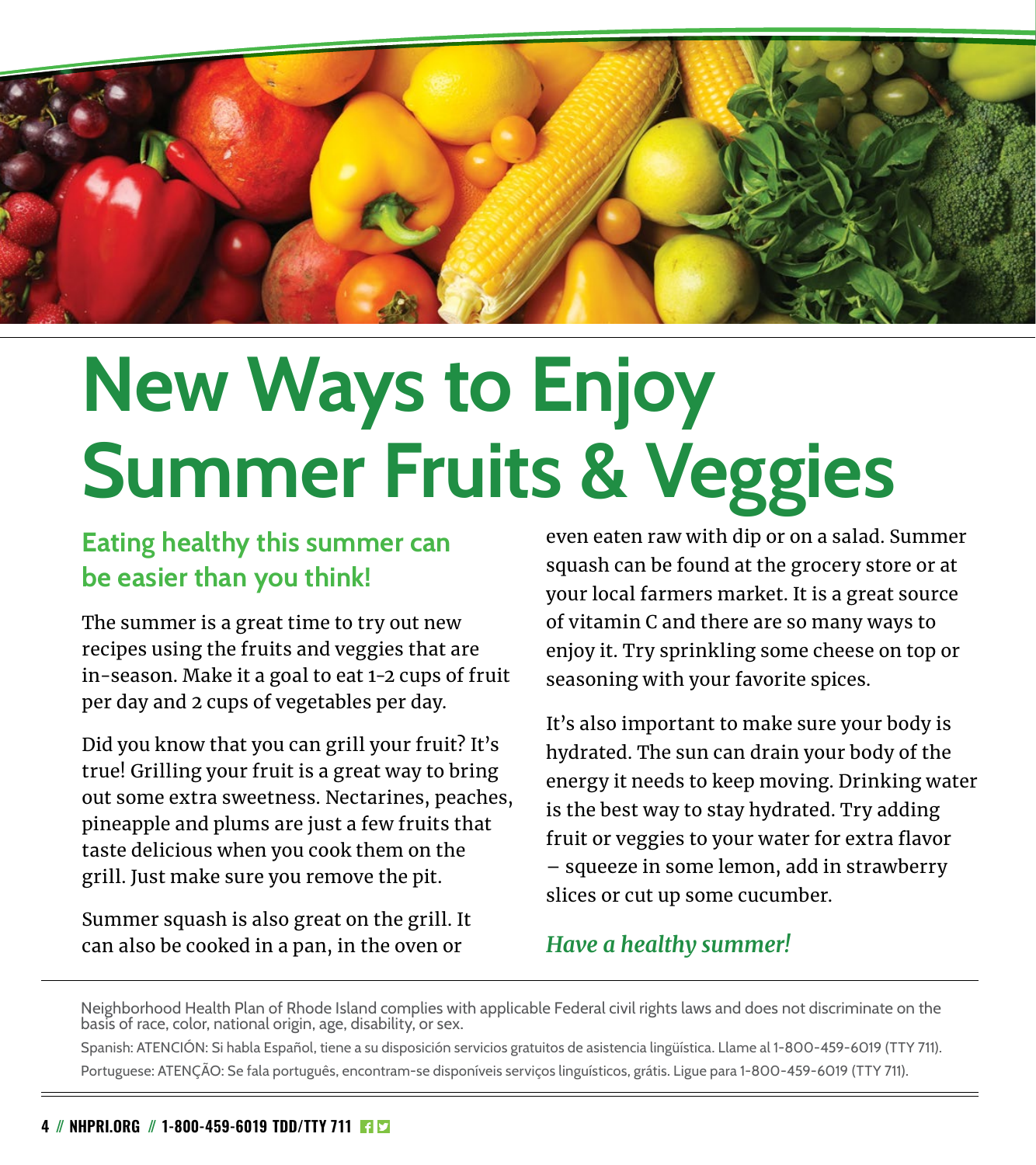# New Ways to Enjoy Summer Fruits & Veggies

## Eating healthy this summer can be easier than you think!

The summer is a great time to try out new recipes using the fruits and veggies that are in-season. Make it a goal to eat 1-2 cups of fruit per day and 2 cups of vegetables per day.

Did you know that you can grill your fruit? It's true! Grilling your fruit is a great way to bring out some extra sweetness. Nectarines, peaches, pineapple and plums are just a few fruits that taste delicious when you cook them on the grill. Just make sure you remove the pit.

Summer squash is also great on the grill. It can also be cooked in a pan, in the oven or even eaten raw with dip or on a salad. Summer squash can be found at the grocery store or at your local farmers market. It is a great source of vitamin C and there are so many ways to enjoy it. Try sprinkling some cheese on top or seasoning with your favorite spices.

It's also important to make sure your body is hydrated. The sun can drain your body of the energy it needs to keep moving. Drinking water is the best way to stay hydrated. Try adding fruit or veggies to your water for extra flavor – squeeze in some lemon, add in strawberry slices or cut up some cucumber.

***Have a healthy summer!***

---

Neighborhood Health Plan of Rhode Island complies with applicable Federal civil rights laws and does not discriminate on the basis of race, color, national origin, age, disability, or sex.

Spanish: ATENCIÓN: Si habla Español, tiene a su disposición servicios gratuitos de asistencia lingüística. Llame al 1-800-459-6019 (TTY 711).

Portuguese: ATENÇÃO: Se fala português, encontram-se disponíveis serviços linguísticos, grátis. Ligue para 1-800-459-6019 (TTY 711).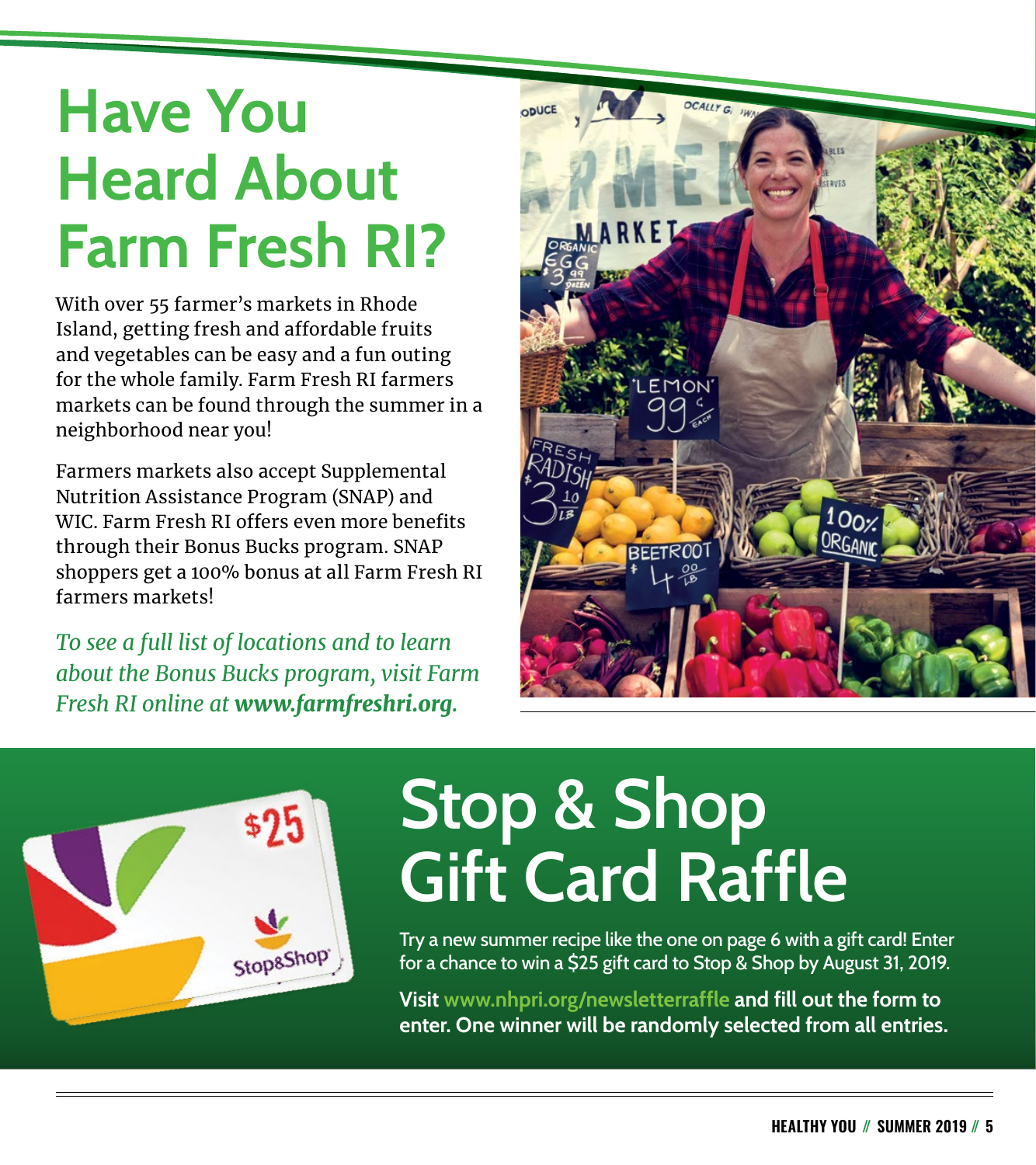# Have You Heard About Farm Fresh RI?

With over 55 farmer's markets in Rhode Island, getting fresh and affordable fruits and vegetables can be easy and a fun outing for the whole family. Farm Fresh RI farmers markets can be found through the summer in a neighborhood near you!

Farmers markets also accept Supplemental Nutrition Assistance Program (SNAP) and WIC. Farm Fresh RI offers even more benefits through their Bonus Bucks program. SNAP shoppers get a 100% bonus at all Farm Fresh RI farmers markets!

*To see a full list of locations and to learn about the Bonus Bucks program, visit Farm Fresh RI online at* ***www.farmfreshri.org.***

# Stop & Shop Gift Card Raffle

Try a new summer recipe like the one on page 6 with a gift card! Enter for a chance to win a $25 gift card to Stop & Shop by August 31, 2019.

**Visit www.nhpri.org/newsletterraffle and fill out the form to enter. One winner will be randomly selected from all entries.**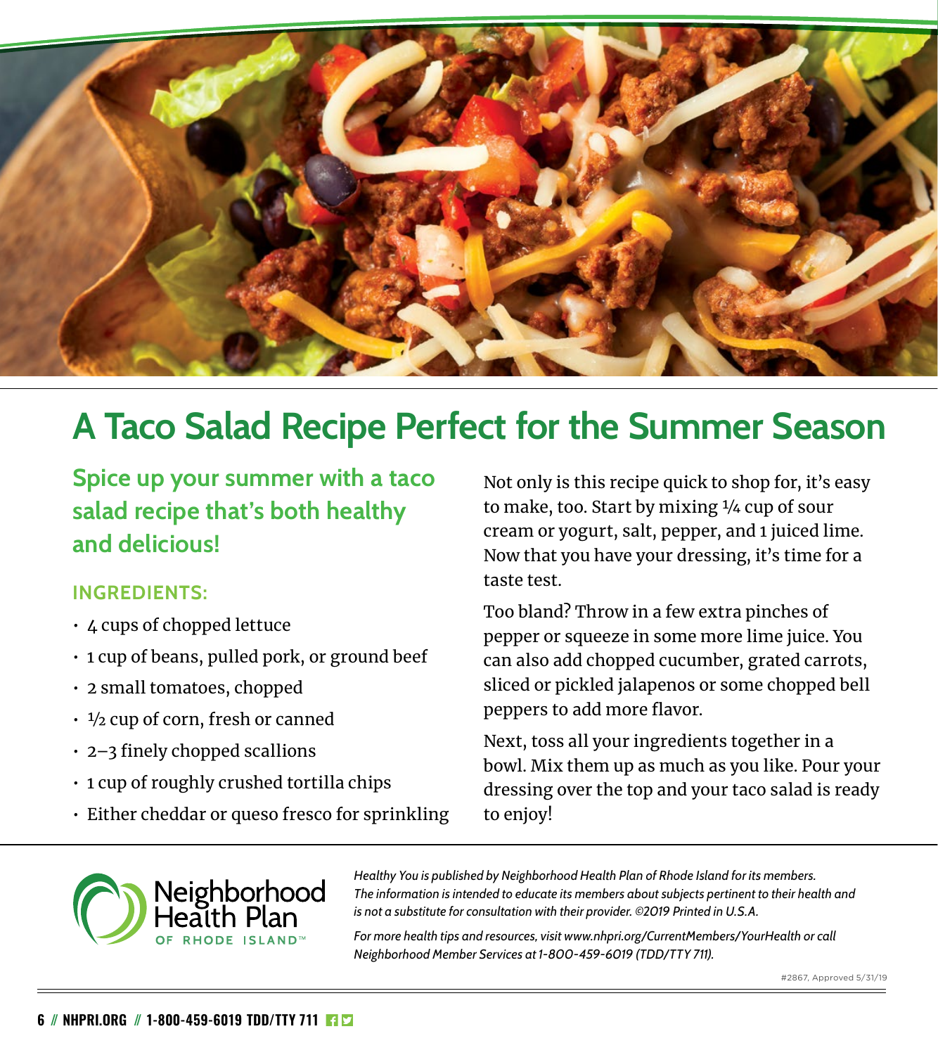# A Taco Salad Recipe Perfect for the Summer Season

## Spice up your summer with a taco salad recipe that's both healthy and delicious!

### INGREDIENTS:

- 4 cups of chopped lettuce
- 1 cup of beans, pulled pork, or ground beef
- 2 small tomatoes, chopped
- ½ cup of corn, fresh or canned
- 2–3 finely chopped scallions
- 1 cup of roughly crushed tortilla chips
- Either cheddar or queso fresco for sprinkling

Not only is this recipe quick to shop for, it's easy to make, too. Start by mixing ¼ cup of sour cream or yogurt, salt, pepper, and 1 juiced lime. Now that you have your dressing, it's time for a taste test.

Too bland? Throw in a few extra pinches of pepper or squeeze in some more lime juice. You can also add chopped cucumber, grated carrots, sliced or pickled jalapenos or some chopped bell peppers to add more flavor.

Next, toss all your ingredients together in a bowl. Mix them up as much as you like. Pour your dressing over the top and your taco salad is ready to enjoy!

Neighborhood Health Plan OF RHODE ISLAND™

*Healthy You is published by Neighborhood Health Plan of Rhode Island for its members. The information is intended to educate its members about subjects pertinent to their health and is not a substitute for consultation with their provider. ©2019 Printed in U.S.A.*

*For more health tips and resources, visit www.nhpri.org/CurrentMembers/YourHealth or call Neighborhood Member Services at 1-800-459-6019 (TDD/TTY 711).*

#2867, Approved 5/31/19